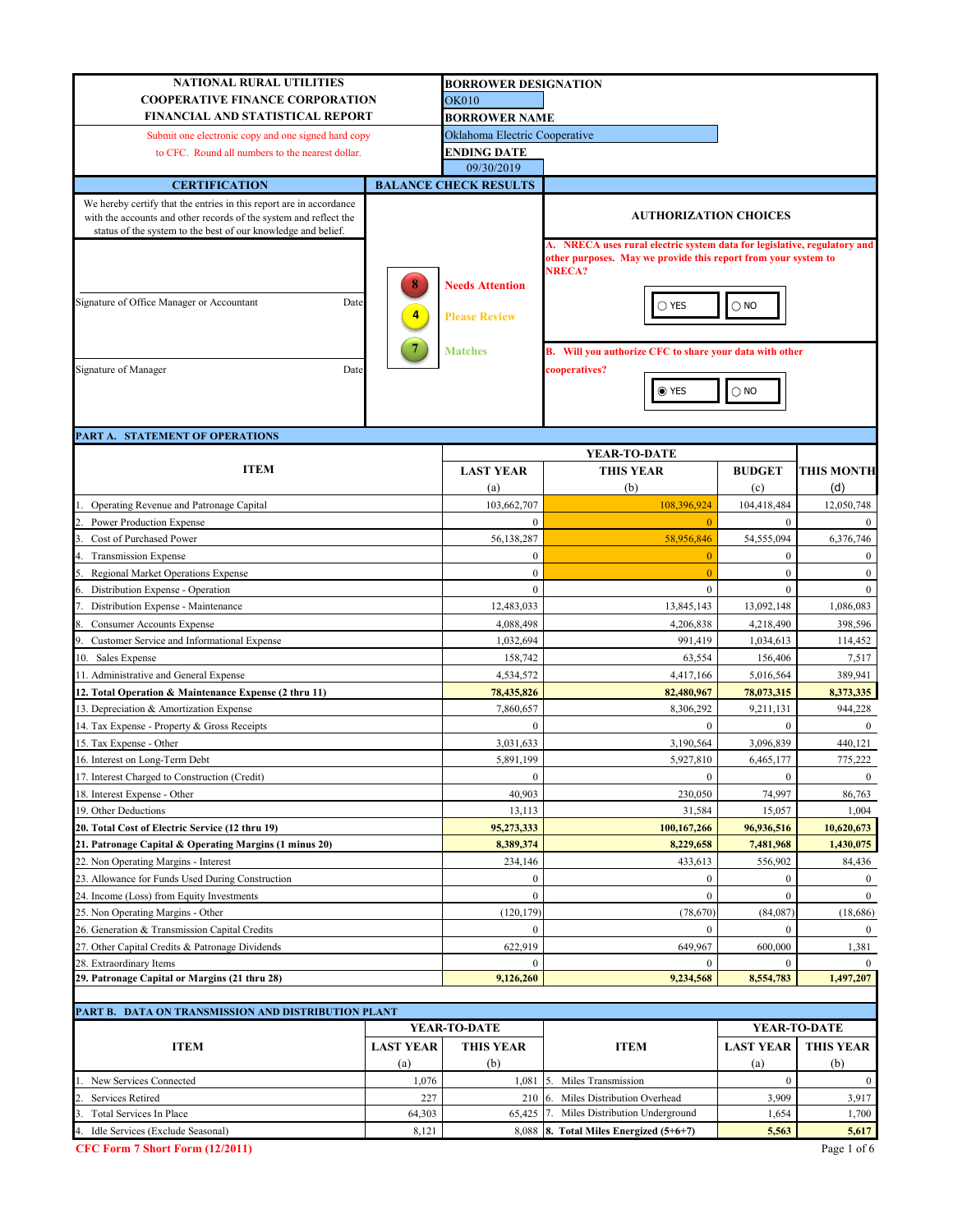**NATIONAL RURAL UTILITIES COOPERATIVE FINANCE CORPORATION FINANCIAL AND STATISTICAL REPORT**

Submit one electronic copy and one signed hard copy to CFC. Round all numbers to the nearest dollar.

**BORROWER DESIGNATION**
OK010

**BORROWER NAME**
Oklahoma Electric Cooperative

**ENDING DATE**
09/30/2019

**CERTIFICATION**

We hereby certify that the entries in this report are in accordance with the accounts and other records of the system and reflect the status of the system to the best of our knowledge and belief.

Signature of Office Manager or Accountant ____ Date

Signature of Manager ____ Date

**BALANCE CHECK RESULTS**

- 8 Needs Attention
- 4 Please Review
- 7 Matches

**AUTHORIZATION CHOICES**

A. NRECA uses rural electric system data for legislative, regulatory and other purposes. May we provide this report from your system to NRECA?

○ YES ○ NO

B. Will you authorize CFC to share your data with other cooperatives?

◉ YES ○ NO

## PART A. STATEMENT OF OPERATIONS

| ITEM | YEAR-TO-DATE LAST YEAR (a) | YEAR-TO-DATE THIS YEAR (b) | YEAR-TO-DATE BUDGET (c) | THIS MONTH (d) |
|---|---|---|---|---|
| 1. Operating Revenue and Patronage Capital | 103,662,707 | 108,396,924 | 104,418,484 | 12,050,748 |
| 2. Power Production Expense | 0 | 0 | 0 | 0 |
| 3. Cost of Purchased Power | 56,138,287 | 58,956,846 | 54,555,094 | 6,376,746 |
| 4. Transmission Expense | 0 | 0 | 0 | 0 |
| 5. Regional Market Operations Expense | 0 | 0 | 0 | 0 |
| 6. Distribution Expense - Operation | 0 | 0 | 0 | 0 |
| 7. Distribution Expense - Maintenance | 12,483,033 | 13,845,143 | 13,092,148 | 1,086,083 |
| 8. Consumer Accounts Expense | 4,088,498 | 4,206,838 | 4,218,490 | 398,596 |
| 9. Customer Service and Informational Expense | 1,032,694 | 991,419 | 1,034,613 | 114,452 |
| 10. Sales Expense | 158,742 | 63,554 | 156,406 | 7,517 |
| 11. Administrative and General Expense | 4,534,572 | 4,417,166 | 5,016,564 | 389,941 |
| **12. Total Operation & Maintenance Expense (2 thru 11)** | **78,435,826** | **82,480,967** | **78,073,315** | **8,373,335** |
| 13. Depreciation & Amortization Expense | 7,860,657 | 8,306,292 | 9,211,131 | 944,228 |
| 14. Tax Expense - Property & Gross Receipts | 0 | 0 | 0 | 0 |
| 15. Tax Expense - Other | 3,031,633 | 3,190,564 | 3,096,839 | 440,121 |
| 16. Interest on Long-Term Debt | 5,891,199 | 5,927,810 | 6,465,177 | 775,222 |
| 17. Interest Charged to Construction (Credit) | 0 | 0 | 0 | 0 |
| 18. Interest Expense - Other | 40,903 | 230,050 | 74,997 | 86,763 |
| 19. Other Deductions | 13,113 | 31,584 | 15,057 | 1,004 |
| **20. Total Cost of Electric Service (12 thru 19)** | **95,273,333** | **100,167,266** | **96,936,516** | **10,620,673** |
| **21. Patronage Capital & Operating Margins (1 minus 20)** | **8,389,374** | **8,229,658** | **7,481,968** | **1,430,075** |
| 22. Non Operating Margins - Interest | 234,146 | 433,613 | 556,902 | 84,436 |
| 23. Allowance for Funds Used During Construction | 0 | 0 | 0 | 0 |
| 24. Income (Loss) from Equity Investments | 0 | 0 | 0 | 0 |
| 25. Non Operating Margins - Other | (120,179) | (78,670) | (84,087) | (18,686) |
| 26. Generation & Transmission Capital Credits | 0 | 0 | 0 | 0 |
| 27. Other Capital Credits & Patronage Dividends | 622,919 | 649,967 | 600,000 | 1,381 |
| 28. Extraordinary Items | 0 | 0 | 0 | 0 |
| **29. Patronage Capital or Margins (21 thru 28)** | **9,126,260** | **9,234,568** | **8,554,783** | **1,497,207** |

## PART B. DATA ON TRANSMISSION AND DISTRIBUTION PLANT

| ITEM | YEAR-TO-DATE LAST YEAR (a) | YEAR-TO-DATE THIS YEAR (b) | ITEM | YEAR-TO-DATE LAST YEAR (a) | YEAR-TO-DATE THIS YEAR (b) |
|---|---|---|---|---|---|
| 1. New Services Connected | 1,076 | 1,081 | 5. Miles Transmission | 0 | 0 |
| 2. Services Retired | 227 | 210 | 6. Miles Distribution Overhead | 3,909 | 3,917 |
| 3. Total Services In Place | 64,303 | 65,425 | 7. Miles Distribution Underground | 1,654 | 1,700 |
| 4. Idle Services (Exclude Seasonal) | 8,121 | 8,088 | **8. Total Miles Energized (5+6+7)** | **5,563** | **5,617** |

CFC Form 7 Short Form (12/2011)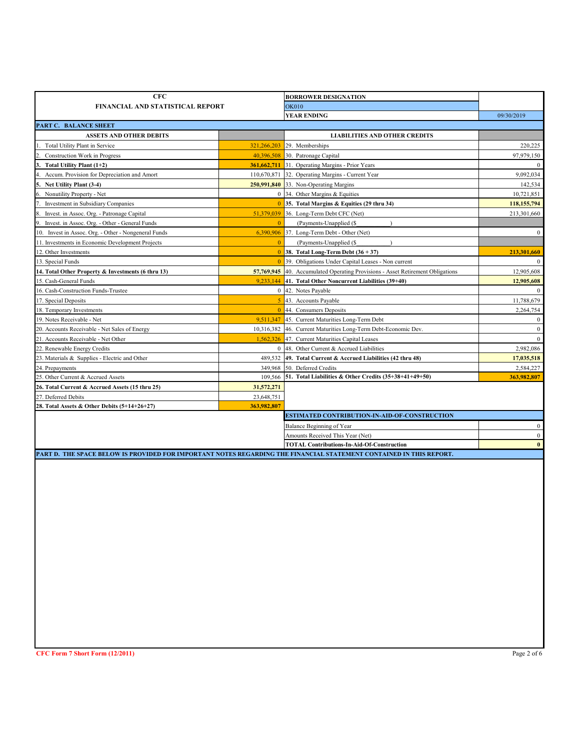| CFC FINANCIAL AND STATISTICAL REPORT | | BORROWER DESIGNATION | |
|---|---|---|---|
| | | OK010 | |
| | | YEAR ENDING | 09/30/2019 |

**PART C. BALANCE SHEET**

| ASSETS AND OTHER DEBITS | | LIABILITIES AND OTHER CREDITS | |
|---|---|---|---|
| 1. Total Utility Plant in Service | 321,266,203 | 29. Memberships | 220,225 |
| 2. Construction Work in Progress | 40,396,508 | 30. Patronage Capital | 97,979,150 |
| **3. Total Utility Plant (1+2)** | **361,662,711** | 31. Operating Margins - Prior Years | 0 |
| 4. Accum. Provision for Depreciation and Amort | 110,670,871 | 32. Operating Margins - Current Year | 9,092,034 |
| **5. Net Utility Plant (3-4)** | **250,991,840** | 33. Non-Operating Margins | 142,534 |
| 6. Nonutility Property - Net | 0 | 34. Other Margins & Equities | 10,721,851 |
| 7. Investment in Subsidiary Companies | 0 | **35. Total Margins & Equities (29 thru 34)** | **118,155,794** |
| 8. Invest. in Assoc. Org. - Patronage Capital | 51,379,039 | 36. Long-Term Debt CFC (Net) | 213,301,660 |
| 9. Invest. in Assoc. Org. - Other - General Funds | 0 | (Payments-Unapplied ($ ) | |
| 10. Invest in Assoc. Org. - Other - Nongeneral Funds | 6,390,906 | 37. Long-Term Debt - Other (Net) | 0 |
| 11. Investments in Economic Development Projects | 0 | (Payments-Unapplied ($ ) | |
| 12. Other Investments | 0 | **38. Total Long-Term Debt (36 + 37)** | **213,301,660** |
| 13. Special Funds | 0 | 39. Obligations Under Capital Leases - Non current | 0 |
| **14. Total Other Property & Investments (6 thru 13)** | **57,769,945** | 40. Accumulated Operating Provisions - Asset Retirement Obligations | 12,905,608 |
| 15. Cash-General Funds | 9,233,144 | **41. Total Other Noncurrent Liabilities (39+40)** | **12,905,608** |
| 16. Cash-Construction Funds-Trustee | 0 | 42. Notes Payable | 0 |
| 17. Special Deposits | 5 | 43. Accounts Payable | 11,788,679 |
| 18. Temporary Investments | 0 | 44. Consumers Deposits | 2,264,754 |
| 19. Notes Receivable - Net | 9,511,347 | 45. Current Maturities Long-Term Debt | 0 |
| 20. Accounts Receivable - Net Sales of Energy | 10,316,382 | 46. Current Maturities Long-Term Debt-Economic Dev. | 0 |
| 21. Accounts Receivable - Net Other | 1,562,326 | 47. Current Maturities Capital Leases | 0 |
| 22. Renewable Energy Credits | 0 | 48. Other Current & Accrued Liabilities | 2,982,086 |
| 23. Materials & Supplies - Electric and Other | 489,532 | **49. Total Current & Accrued Liabilities (42 thru 48)** | **17,035,518** |
| 24. Prepayments | 349,968 | 50. Deferred Credits | 2,584,227 |
| 25. Other Current & Accrued Assets | 109,566 | **51. Total Liabilities & Other Credits (35+38+41+49+50)** | **363,982,807** |
| **26. Total Current & Accrued Assets (15 thru 25)** | **31,572,271** | | |
| 27. Deferred Debits | 23,648,751 | | |
| **28. Total Assets & Other Debits (5+14+26+27)** | **363,982,807** | | |

| ESTIMATED CONTRIBUTION-IN-AID-OF-CONSTRUCTION | |
|---|---|
| Balance Beginning of Year | 0 |
| Amounts Received This Year (Net) | 0 |
| **TOTAL Contributions-In-Aid-Of-Construction** | **0** |

**PART D. THE SPACE BELOW IS PROVIDED FOR IMPORTANT NOTES REGARDING THE FINANCIAL STATEMENT CONTAINED IN THIS REPORT.**

CFC Form 7 Short Form (12/2011)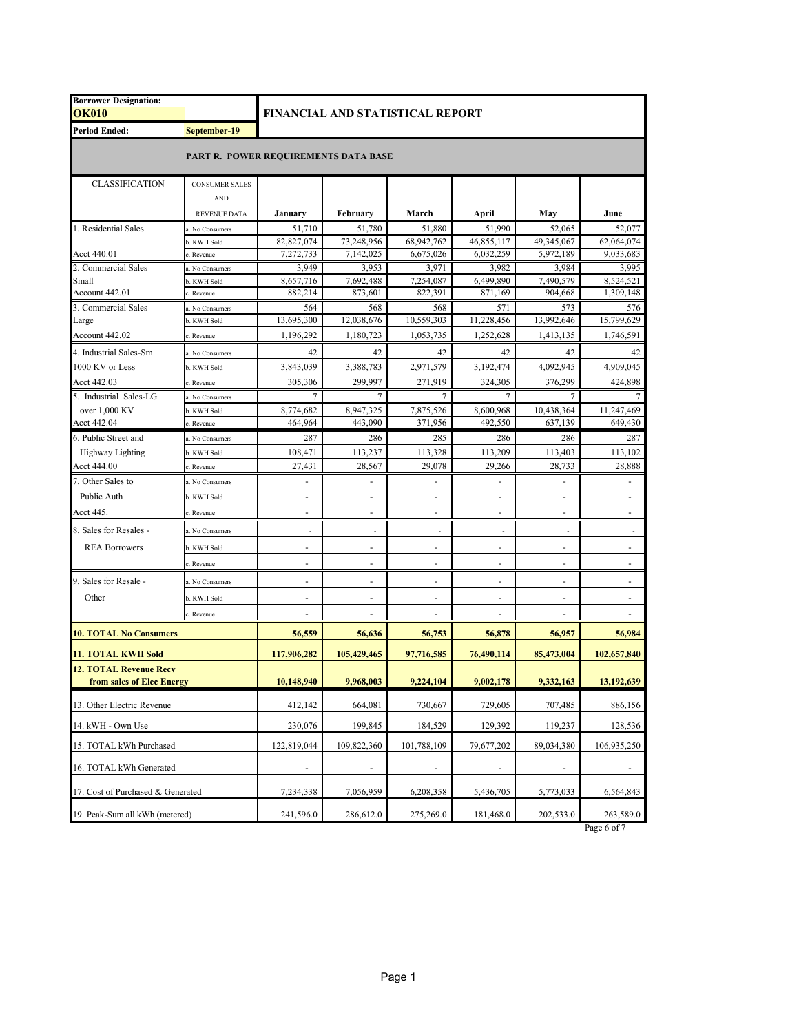**Borrower Designation:** **OK010**

**Period Ended:** **September-19**

# FINANCIAL AND STATISTICAL REPORT

## PART R. POWER REQUIREMENTS DATA BASE

| CLASSIFICATION | CONSUMER SALES AND REVENUE DATA | January | February | March | April | May | June |
|---|---|---|---|---|---|---|---|
| 1. Residential Sales | a. No Consumers | 51,710 | 51,780 | 51,880 | 51,990 | 52,065 | 52,077 |
| | b. KWH Sold | 82,827,074 | 73,248,956 | 68,942,762 | 46,855,117 | 49,345,067 | 62,064,074 |
| Acct 440.01 | c. Revenue | 7,272,733 | 7,142,025 | 6,675,026 | 6,032,259 | 5,972,189 | 9,033,683 |
| 2. Commercial Sales | a. No Consumers | 3,949 | 3,953 | 3,971 | 3,982 | 3,984 | 3,995 |
| Small | b. KWH Sold | 8,657,716 | 7,692,488 | 7,254,087 | 6,499,890 | 7,490,579 | 8,524,521 |
| Account 442.01 | c. Revenue | 882,214 | 873,601 | 822,391 | 871,169 | 904,668 | 1,309,148 |
| 3. Commercial Sales | a. No Consumers | 564 | 568 | 568 | 571 | 573 | 576 |
| Large | b. KWH Sold | 13,695,300 | 12,038,676 | 10,559,303 | 11,228,456 | 13,992,646 | 15,799,629 |
| Account 442.02 | c. Revenue | 1,196,292 | 1,180,723 | 1,053,735 | 1,252,628 | 1,413,135 | 1,746,591 |
| 4. Industrial Sales-Sm | a. No Consumers | 42 | 42 | 42 | 42 | 42 | 42 |
| 1000 KV or Less | b. KWH Sold | 3,843,039 | 3,388,783 | 2,971,579 | 3,192,474 | 4,092,945 | 4,909,045 |
| Acct 442.03 | c. Revenue | 305,306 | 299,997 | 271,919 | 324,305 | 376,299 | 424,898 |
| 5. Industrial Sales-LG | a. No Consumers | 7 | 7 | 7 | 7 | 7 | 7 |
| over 1,000 KV | b. KWH Sold | 8,774,682 | 8,947,325 | 7,875,526 | 8,600,968 | 10,438,364 | 11,247,469 |
| Acct 442.04 | c. Revenue | 464,964 | 443,090 | 371,956 | 492,550 | 637,139 | 649,430 |
| 6. Public Street and | a. No Consumers | 287 | 286 | 285 | 286 | 286 | 287 |
| Highway Lighting | b. KWH Sold | 108,471 | 113,237 | 113,328 | 113,209 | 113,403 | 113,102 |
| Acct 444.00 | c. Revenue | 27,431 | 28,567 | 29,078 | 29,266 | 28,733 | 28,888 |
| 7. Other Sales to | a. No Consumers | - | - | - | - | - | - |
| Public Auth | b. KWH Sold | - | - | - | - | - | - |
| Acct 445. | c. Revenue | - | - | - | - | - | - |
| 8. Sales for Resales - | a. No Consumers | - | - | - | - | - | - |
| REA Borrowers | b. KWH Sold | - | - | - | - | - | - |
| | c. Revenue | - | - | - | - | - | - |
| 9. Sales for Resale - | a. No Consumers | - | - | - | - | - | - |
| Other | b. KWH Sold | - | - | - | - | - | - |
| | c. Revenue | - | - | - | - | - | - |
| **10. TOTAL No Consumers** | | **56,559** | **56,636** | **56,753** | **56,878** | **56,957** | **56,984** |
| **11. TOTAL KWH Sold** | | **117,906,282** | **105,429,465** | **97,716,585** | **76,490,114** | **85,473,004** | **102,657,840** |
| **12. TOTAL Revenue Recv from sales of Elec Energy** | | **10,148,940** | **9,968,003** | **9,224,104** | **9,002,178** | **9,332,163** | **13,192,639** |
| 13. Other Electric Revenue | | 412,142 | 664,081 | 730,667 | 729,605 | 707,485 | 886,156 |
| 14. kWH - Own Use | | 230,076 | 199,845 | 184,529 | 129,392 | 119,237 | 128,536 |
| 15. TOTAL kWh Purchased | | 122,819,044 | 109,822,360 | 101,788,109 | 79,677,202 | 89,034,380 | 106,935,250 |
| 16. TOTAL kWh Generated | | - | - | - | - | - | - |
| 17. Cost of Purchased & Generated | | 7,234,338 | 7,056,959 | 6,208,358 | 5,436,705 | 5,773,033 | 6,564,843 |
| 19. Peak-Sum all kWh (metered) | | 241,596.0 | 286,612.0 | 275,269.0 | 181,468.0 | 202,533.0 | 263,589.0 |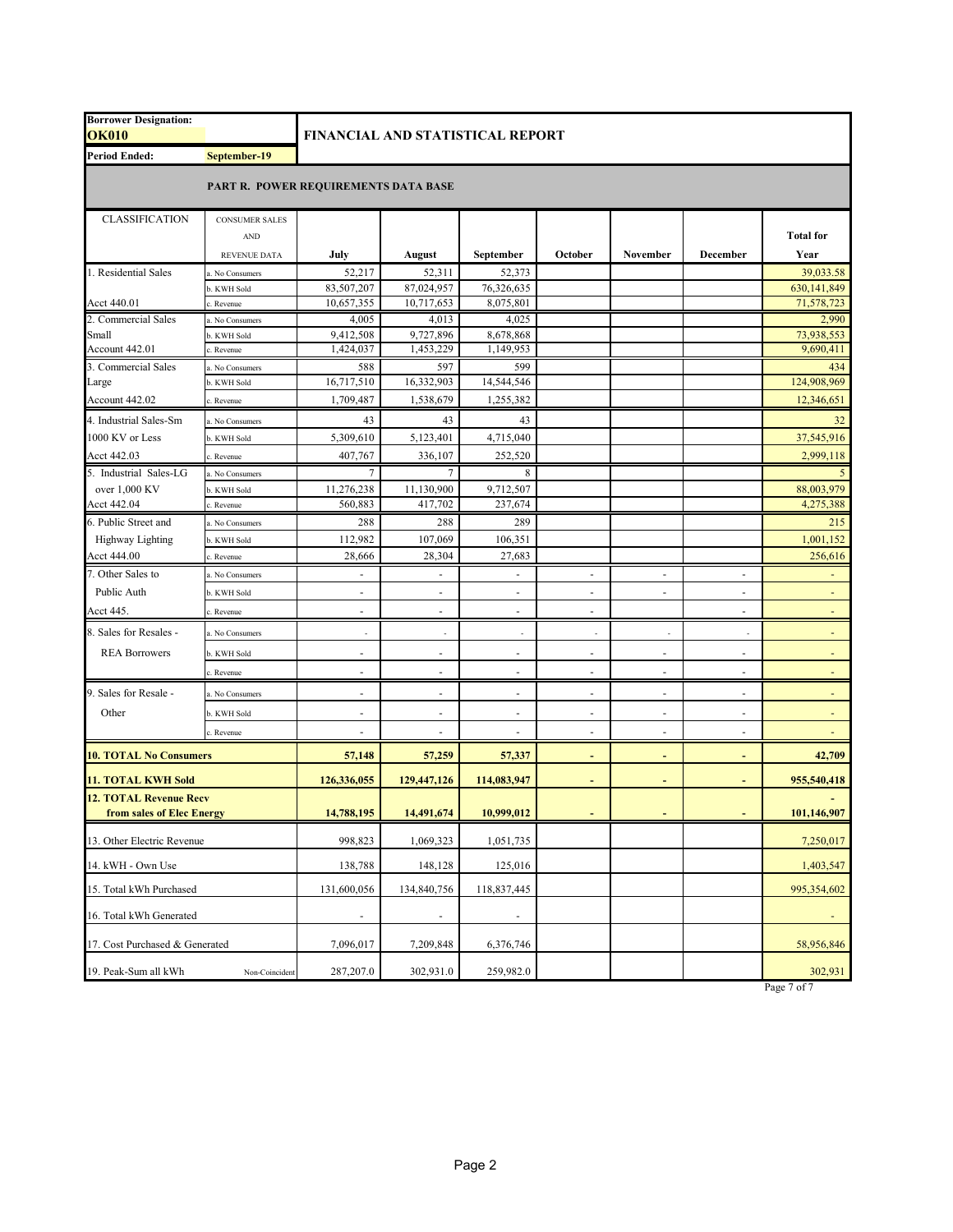**Borrower Designation:**
**OK010**

**FINANCIAL AND STATISTICAL REPORT**

**Period Ended:** **September-19**

## PART R. POWER REQUIREMENTS DATA BASE

| CLASSIFICATION | CONSUMER SALES AND REVENUE DATA | July | August | September | October | November | December | Total for Year |
|---|---|---|---|---|---|---|---|---|
| 1. Residential Sales | a. No Consumers | 52,217 | 52,311 | 52,373 | | | | 39,033.58 |
| | b. KWH Sold | 83,507,207 | 87,024,957 | 76,326,635 | | | | 630,141,849 |
| Acct 440.01 | c. Revenue | 10,657,355 | 10,717,653 | 8,075,801 | | | | 71,578,723 |
| 2. Commercial Sales | a. No Consumers | 4,005 | 4,013 | 4,025 | | | | 2,990 |
| Small | b. KWH Sold | 9,412,508 | 9,727,896 | 8,678,868 | | | | 73,938,553 |
| Account 442.01 | c. Revenue | 1,424,037 | 1,453,229 | 1,149,953 | | | | 9,690,411 |
| 3. Commercial Sales | a. No Consumers | 588 | 597 | 599 | | | | 434 |
| Large | b. KWH Sold | 16,717,510 | 16,332,903 | 14,544,546 | | | | 124,908,969 |
| Account 442.02 | c. Revenue | 1,709,487 | 1,538,679 | 1,255,382 | | | | 12,346,651 |
| 4. Industrial Sales-Sm | a. No Consumers | 43 | 43 | 43 | | | | 32 |
| 1000 KV or Less | b. KWH Sold | 5,309,610 | 5,123,401 | 4,715,040 | | | | 37,545,916 |
| Acct 442.03 | c. Revenue | 407,767 | 336,107 | 252,520 | | | | 2,999,118 |
| 5. Industrial Sales-LG | a. No Consumers | 7 | 7 | 8 | | | | 5 |
| over 1,000 KV | b. KWH Sold | 11,276,238 | 11,130,900 | 9,712,507 | | | | 88,003,979 |
| Acct 442.04 | c. Revenue | 560,883 | 417,702 | 237,674 | | | | 4,275,388 |
| 6. Public Street and | a. No Consumers | 288 | 288 | 289 | | | | 215 |
| Highway Lighting | b. KWH Sold | 112,982 | 107,069 | 106,351 | | | | 1,001,152 |
| Acct 444.00 | c. Revenue | 28,666 | 28,304 | 27,683 | | | | 256,616 |
| 7. Other Sales to | a. No Consumers | - | - | - | - | - | - | - |
| Public Auth | b. KWH Sold | - | - | - | - | - | - | - |
| Acct 445. | c. Revenue | - | - | - | - | | - | - |
| 8. Sales for Resales - | a. No Consumers | - | - | - | - | - | - | - |
| REA Borrowers | b. KWH Sold | - | - | - | - | - | - | - |
| | c. Revenue | - | - | - | - | - | - | - |
| 9. Sales for Resale - | a. No Consumers | - | - | - | - | - | - | - |
| Other | b. KWH Sold | - | - | - | - | - | - | - |
| | c. Revenue | - | - | - | - | - | - | - |
| **10. TOTAL No Consumers** | | **57,148** | **57,259** | **57,337** | **-** | **-** | **-** | **42,709** |
| **11. TOTAL KWH Sold** | | **126,336,055** | **129,447,126** | **114,083,947** | **-** | **-** | **-** | **955,540,418** |
| **12. TOTAL Revenue Recv from sales of Elec Energy** | | **14,788,195** | **14,491,674** | **10,999,012** | **-** | **-** | **-** | **-** **101,146,907** |
| 13. Other Electric Revenue | | 998,823 | 1,069,323 | 1,051,735 | | | | 7,250,017 |
| 14. kWH - Own Use | | 138,788 | 148,128 | 125,016 | | | | 1,403,547 |
| 15. Total kWh Purchased | | 131,600,056 | 134,840,756 | 118,837,445 | | | | 995,354,602 |
| 16. Total kWh Generated | | - | - | - | | | | - |
| 17. Cost Purchased & Generated | | 7,096,017 | 7,209,848 | 6,376,746 | | | | 58,956,846 |
| 19. Peak-Sum all kWh | Non-Coincident | 287,207.0 | 302,931.0 | 259,982.0 | | | | 302,931 |